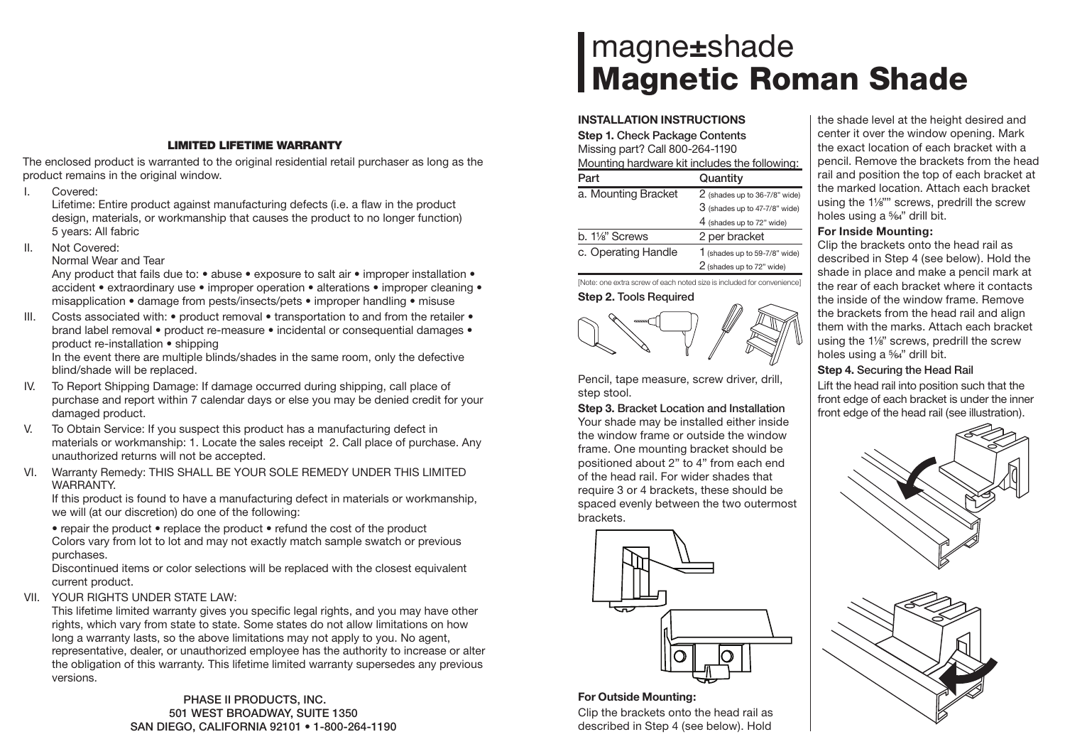### LIMITED LIFETIME WARRANTY

The enclosed product is warranted to the original residential retail purchaser as long as the product remains in the original window.

I. Covered:
Lifetime: Entire product against manufacturing defects (i.e. a flaw in the product design, materials, or workmanship that causes the product to no longer function)
5 years: All fabric

II. Not Covered:
Normal Wear and Tear
Any product that fails due to: • abuse • exposure to salt air • improper installation • accident • extraordinary use • improper operation • alterations • improper cleaning • misapplication • damage from pests/insects/pets • improper handling • misuse

III. Costs associated with: • product removal • transportation to and from the retailer • brand label removal • product re-measure • incidental or consequential damages • product re-installation • shipping
In the event there are multiple blinds/shades in the same room, only the defective blind/shade will be replaced.

IV. To Report Shipping Damage: If damage occurred during shipping, call place of purchase and report within 7 calendar days or else you may be denied credit for your damaged product.

V. To Obtain Service: If you suspect this product has a manufacturing defect in materials or workmanship: 1. Locate the sales receipt 2. Call place of purchase. Any unauthorized returns will not be accepted.

VI. Warranty Remedy: THIS SHALL BE YOUR SOLE REMEDY UNDER THIS LIMITED WARRANTY.
If this product is found to have a manufacturing defect in materials or workmanship, we will (at our discretion) do one of the following:
• repair the product • replace the product • refund the cost of the product
Colors vary from lot to lot and may not exactly match sample swatch or previous purchases.
Discontinued items or color selections will be replaced with the closest equivalent current product.

VII. YOUR RIGHTS UNDER STATE LAW:
This lifetime limited warranty gives you specific legal rights, and you may have other rights, which vary from state to state. Some states do not allow limitations on how long a warranty lasts, so the above limitations may not apply to you. No agent, representative, dealer, or unauthorized employee has the authority to increase or alter the obligation of this warranty. This lifetime limited warranty supersedes any previous versions.

PHASE II PRODUCTS, INC.
501 WEST BROADWAY, SUITE 1350
SAN DIEGO, CALIFORNIA 92101 • 1-800-264-1190

# magne±shade
# Magnetic Roman Shade

## INSTALLATION INSTRUCTIONS

**Step 1.** Check Package Contents
Missing part? Call 800-264-1190
Mounting hardware kit includes the following:

| Part | Quantity |
|---|---|
| a. Mounting Bracket | 2 (shades up to 36-7/8" wide)<br>3 (shades up to 47-7/8" wide)<br>4 (shades up to 72" wide) |
| b. 1⅛" Screws | 2 per bracket |
| c. Operating Handle | 1 (shades up to 59-7/8" wide)<br>2 (shades up to 72" wide) |

[Note: one extra screw of each noted size is included for convenience]

**Step 2.** Tools Required

Pencil, tape measure, screw driver, drill, step stool.

**Step 3.** Bracket Location and Installation
Your shade may be installed either inside the window frame or outside the window frame. One mounting bracket should be positioned about 2" to 4" from each end of the head rail. For wider shades that require 3 or 4 brackets, these should be spaced evenly between the two outermost brackets.

**For Outside Mounting:**
Clip the brackets onto the head rail as described in Step 4 (see below). Hold the shade level at the height desired and center it over the window opening. Mark the exact location of each bracket with a pencil. Remove the brackets from the head rail and position the top of each bracket at the marked location. Attach each bracket using the 1⅛"" screws, predrill the screw holes using a ⁵⁄₆₄" drill bit.

**For Inside Mounting:**
Clip the brackets onto the head rail as described in Step 4 (see below). Hold the shade in place and make a pencil mark at the rear of each bracket where it contacts the inside of the window frame. Remove the brackets from the head rail and align them with the marks. Attach each bracket using the 1⅛" screws, predrill the screw holes using a ⁵⁄₆₄" drill bit.

**Step 4.** Securing the Head Rail
Lift the head rail into position such that the front edge of each bracket is under the inner front edge of the head rail (see illustration).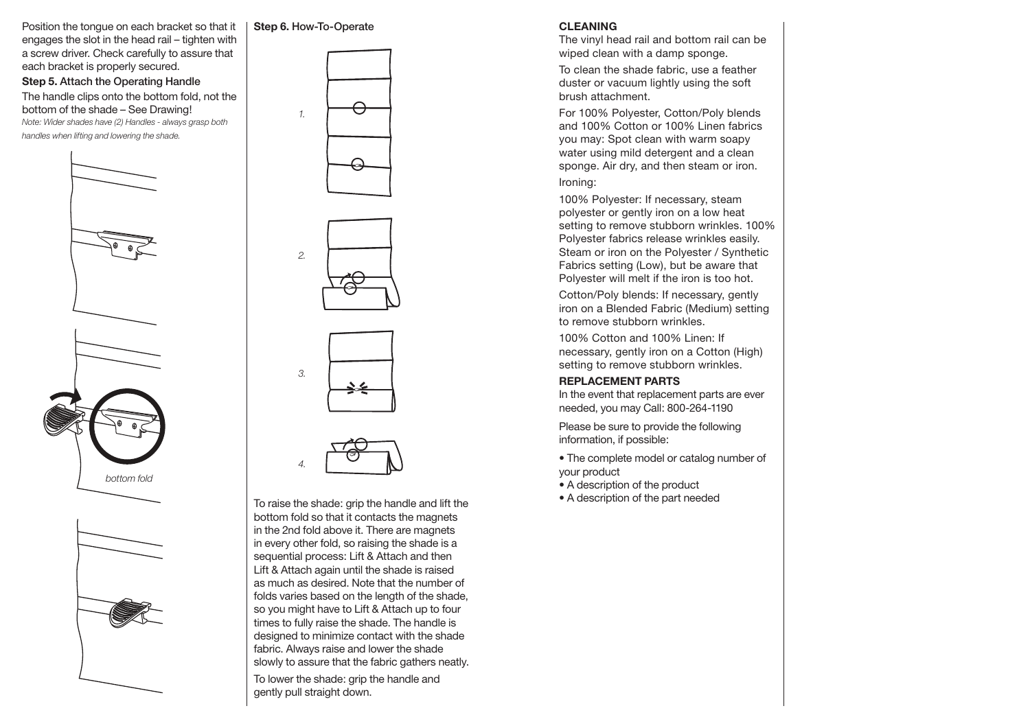Position the tongue on each bracket so that it engages the slot in the head rail – tighten with a screw driver. Check carefully to assure that each bracket is properly secured.

**Step 5.** Attach the Operating Handle

The handle clips onto the bottom fold, not the bottom of the shade – See Drawing!

*Note: Wider shades have (2) Handles - always grasp both handles when lifting and lowering the shade.*

*bottom fold*

**Step 6.** How-To-Operate

*1.*

*2.*

*3.*

*4.*

To raise the shade: grip the handle and lift the bottom fold so that it contacts the magnets in the 2nd fold above it. There are magnets in every other fold, so raising the shade is a sequential process: Lift & Attach and then Lift & Attach again until the shade is raised as much as desired. Note that the number of folds varies based on the length of the shade, so you might have to Lift & Attach up to four times to fully raise the shade. The handle is designed to minimize contact with the shade fabric. Always raise and lower the shade slowly to assure that the fabric gathers neatly.

To lower the shade: grip the handle and gently pull straight down.

**CLEANING**

The vinyl head rail and bottom rail can be wiped clean with a damp sponge.

To clean the shade fabric, use a feather duster or vacuum lightly using the soft brush attachment.

For 100% Polyester, Cotton/Poly blends and 100% Cotton or 100% Linen fabrics you may: Spot clean with warm soapy water using mild detergent and a clean sponge. Air dry, and then steam or iron.

Ironing:

100% Polyester: If necessary, steam polyester or gently iron on a low heat setting to remove stubborn wrinkles. 100% Polyester fabrics release wrinkles easily. Steam or iron on the Polyester / Synthetic Fabrics setting (Low), but be aware that Polyester will melt if the iron is too hot.

Cotton/Poly blends: If necessary, gently iron on a Blended Fabric (Medium) setting to remove stubborn wrinkles.

100% Cotton and 100% Linen: If necessary, gently iron on a Cotton (High) setting to remove stubborn wrinkles.

**REPLACEMENT PARTS**

In the event that replacement parts are ever needed, you may Call: 800-264-1190

Please be sure to provide the following information, if possible:

- The complete model or catalog number of your product
- A description of the product
- A description of the part needed